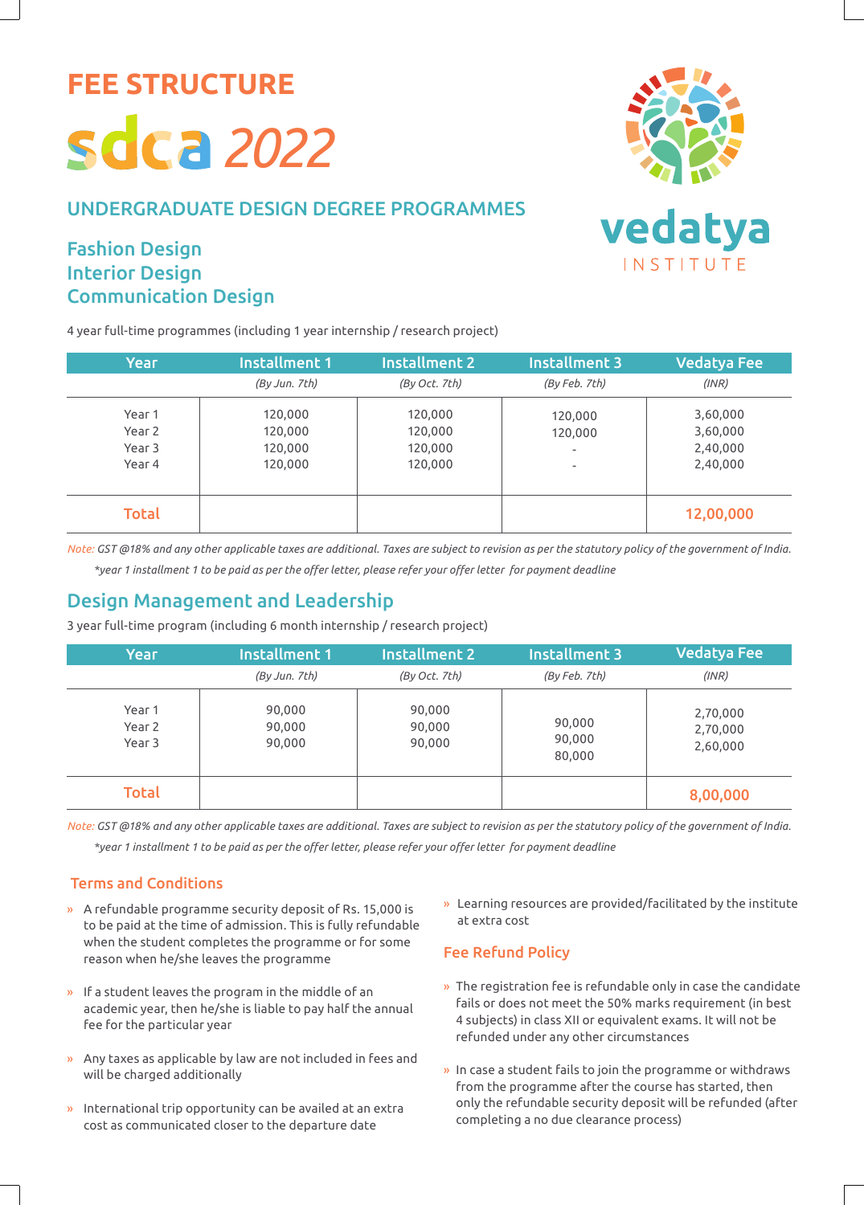# FEE STRUCTURE

# sdca 2022

vedatya INSTITUTE

## UNDERGRADUATE DESIGN DEGREE PROGRAMMES

### Fashion Design
### Interior Design
### Communication Design

4 year full-time programmes (including 1 year internship / research project)

| Year | Installment 1 | Installment 2 | Installment 3 | Vedatya Fee |
|---|---|---|---|---|
| | *(By Jun. 7th)* | *(By Oct. 7th)* | *(By Feb. 7th)* | *(INR)* |
| Year 1 | 120,000 | 120,000 | 120,000 | 3,60,000 |
| Year 2 | 120,000 | 120,000 | 120,000 | 3,60,000 |
| Year 3 | 120,000 | 120,000 | - | 2,40,000 |
| Year 4 | 120,000 | 120,000 | - | 2,40,000 |
| **Total** | | | | **12,00,000** |

*Note: GST @18% and any other applicable taxes are additional. Taxes are subject to revision as per the statutory policy of the government of India.*

*\*year 1 installment 1 to be paid as per the offer letter, please refer your offer letter for payment deadline*

## Design Management and Leadership

3 year full-time program (including 6 month internship / research project)

| Year | Installment 1 | Installment 2 | Installment 3 | Vedatya Fee |
|---|---|---|---|---|
| | *(By Jun. 7th)* | *(By Oct. 7th)* | *(By Feb. 7th)* | *(INR)* |
| Year 1 | 90,000 | 90,000 | 90,000 | 2,70,000 |
| Year 2 | 90,000 | 90,000 | 90,000 | 2,70,000 |
| Year 3 | 90,000 | 90,000 | 80,000 | 2,60,000 |
| **Total** | | | | **8,00,000** |

*Note: GST @18% and any other applicable taxes are additional. Taxes are subject to revision as per the statutory policy of the government of India.*

*\*year 1 installment 1 to be paid as per the offer letter, please refer your offer letter for payment deadline*

### Terms and Conditions

- A refundable programme security deposit of Rs. 15,000 is to be paid at the time of admission. This is fully refundable when the student completes the programme or for some reason when he/she leaves the programme
- If a student leaves the program in the middle of an academic year, then he/she is liable to pay half the annual fee for the particular year
- Any taxes as applicable by law are not included in fees and will be charged additionally
- International trip opportunity can be availed at an extra cost as communicated closer to the departure date
- Learning resources are provided/facilitated by the institute at extra cost

### Fee Refund Policy

- The registration fee is refundable only in case the candidate fails or does not meet the 50% marks requirement (in best 4 subjects) in class XII or equivalent exams. It will not be refunded under any other circumstances
- In case a student fails to join the programme or withdraws from the programme after the course has started, then only the refundable security deposit will be refunded (after completing a no due clearance process)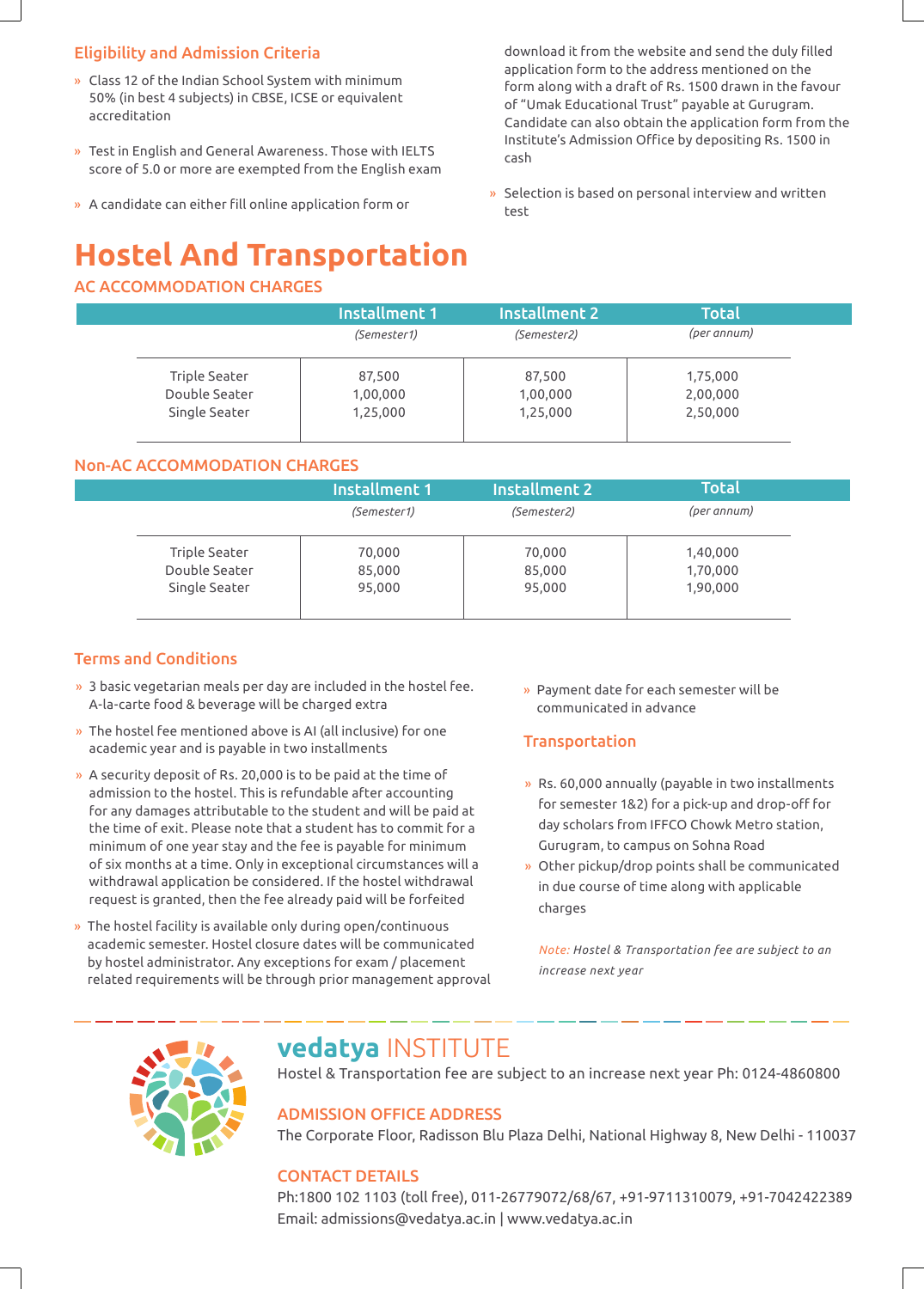## Eligibility and Admission Criteria

- Class 12 of the Indian School System with minimum 50% (in best 4 subjects) in CBSE, ICSE or equivalent accreditation
- Test in English and General Awareness. Those with IELTS score of 5.0 or more are exempted from the English exam
- A candidate can either fill online application form or download it from the website and send the duly filled application form to the address mentioned on the form along with a draft of Rs. 1500 drawn in the favour of "Umak Educational Trust" payable at Gurugram. Candidate can also obtain the application form from the Institute's Admission Office by depositing Rs. 1500 in cash
- Selection is based on personal interview and written test

# Hostel And Transportation

## AC ACCOMMODATION CHARGES

| | Installment 1 (Semester1) | Installment 2 (Semester2) | Total (per annum) |
|---|---|---|---|
| Triple Seater | 87,500 | 87,500 | 1,75,000 |
| Double Seater | 1,00,000 | 1,00,000 | 2,00,000 |
| Single Seater | 1,25,000 | 1,25,000 | 2,50,000 |

## Non-AC ACCOMMODATION CHARGES

| | Installment 1 (Semester1) | Installment 2 (Semester2) | Total (per annum) |
|---|---|---|---|
| Triple Seater | 70,000 | 70,000 | 1,40,000 |
| Double Seater | 85,000 | 85,000 | 1,70,000 |
| Single Seater | 95,000 | 95,000 | 1,90,000 |

## Terms and Conditions

- 3 basic vegetarian meals per day are included in the hostel fee. A-la-carte food & beverage will be charged extra
- The hostel fee mentioned above is AI (all inclusive) for one academic year and is payable in two installments
- A security deposit of Rs. 20,000 is to be paid at the time of admission to the hostel. This is refundable after accounting for any damages attributable to the student and will be paid at the time of exit. Please note that a student has to commit for a minimum of one year stay and the fee is payable for minimum of six months at a time. Only in exceptional circumstances will a withdrawal application be considered. If the hostel withdrawal request is granted, then the fee already paid will be forfeited
- The hostel facility is available only during open/continuous academic semester. Hostel closure dates will be communicated by hostel administrator. Any exceptions for exam / placement related requirements will be through prior management approval
- Payment date for each semester will be communicated in advance

## Transportation

- Rs. 60,000 annually (payable in two installments for semester 1&2) for a pick-up and drop-off for day scholars from IFFCO Chowk Metro station, Gurugram, to campus on Sohna Road
- Other pickup/drop points shall be communicated in due course of time along with applicable charges

*Note: Hostel & Transportation fee are subject to an increase next year*

## vedatya INSTITUTE

Hostel & Transportation fee are subject to an increase next year Ph: 0124-4860800

### ADMISSION OFFICE ADDRESS

The Corporate Floor, Radisson Blu Plaza Delhi, National Highway 8, New Delhi - 110037

### CONTACT DETAILS

Ph:1800 102 1103 (toll free), 011-26779072/68/67, +91-9711310079, +91-7042422389

Email: admissions@vedatya.ac.in | www.vedatya.ac.in